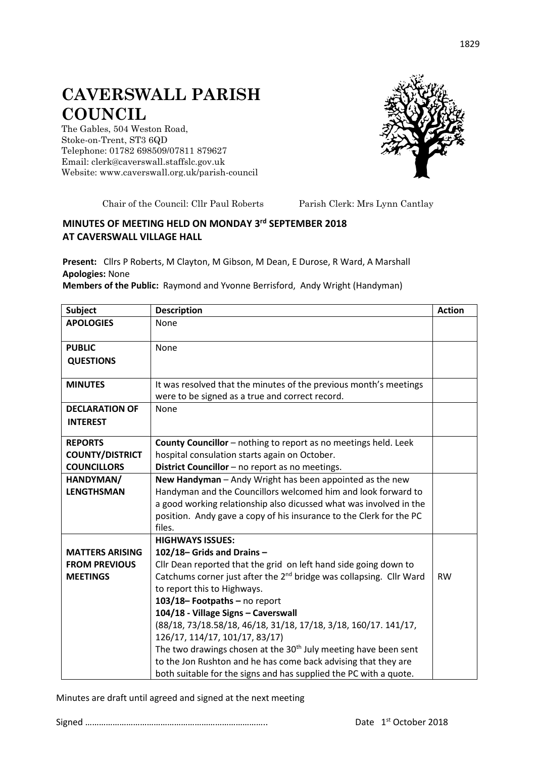# CAVERSWALL PARISH COUNCIL

The Gables, 504 Weston Road,
Stoke-on-Trent, ST3 6QD
Telephone: 01782 698509/07811 879627
Email: clerk@caverswall.staffslc.gov.uk
Website: www.caverswall.org.uk/parish-council

Chair of the Council: Cllr Paul Roberts     Parish Clerk: Mrs Lynn Cantlay

**MINUTES OF MEETING HELD ON MONDAY 3rd SEPTEMBER 2018 AT CAVERSWALL VILLAGE HALL**

**Present:** Cllrs P Roberts, M Clayton, M Gibson, M Dean, E Durose, R Ward, A Marshall
**Apologies:** None
**Members of the Public:** Raymond and Yvonne Berrisford, Andy Wright (Handyman)

| Subject | Description | Action |
|---|---|---|
| **APOLOGIES** | None | |
| **PUBLIC QUESTIONS** | None | |
| **MINUTES** | It was resolved that the minutes of the previous month's meetings were to be signed as a true and correct record. | |
| **DECLARATION OF INTEREST** | None | |
| **REPORTS COUNTY/DISTRICT COUNCILLORS** | **County Councillor** – nothing to report as no meetings held. Leek hospital consulation starts again on October.<br>**District Councillor** – no report as no meetings. | |
| **HANDYMAN/ LENGTHSMAN** | **New Handyman** – Andy Wright has been appointed as the new Handyman and the Councillors welcomed him and look forward to a good working relationship also dicussed what was involved in the position. Andy gave a copy of his insurance to the Clerk for the PC files. | |
| **MATTERS ARISING FROM PREVIOUS MEETINGS** | **HIGHWAYS ISSUES:**<br>**102/18– Grids and Drains –**<br>Cllr Dean reported that the grid on left hand side going down to Catchums corner just after the 2nd bridge was collapsing. Cllr Ward to report this to Highways.<br>**103/18– Footpaths –** no report<br>**104/18 - Village Signs – Caverswall**<br>(88/18, 73/18.58/18, 46/18, 31/18, 17/18, 3/18, 160/17. 141/17, 126/17, 114/17, 101/17, 83/17)<br>The two drawings chosen at the 30th July meeting have been sent to the Jon Rushton and he has come back advising that they are both suitable for the signs and has supplied the PC with a quote. | RW |

Minutes are draft until agreed and signed at the next meeting

Signed ……………………………………………………………………..     Date 1st October 2018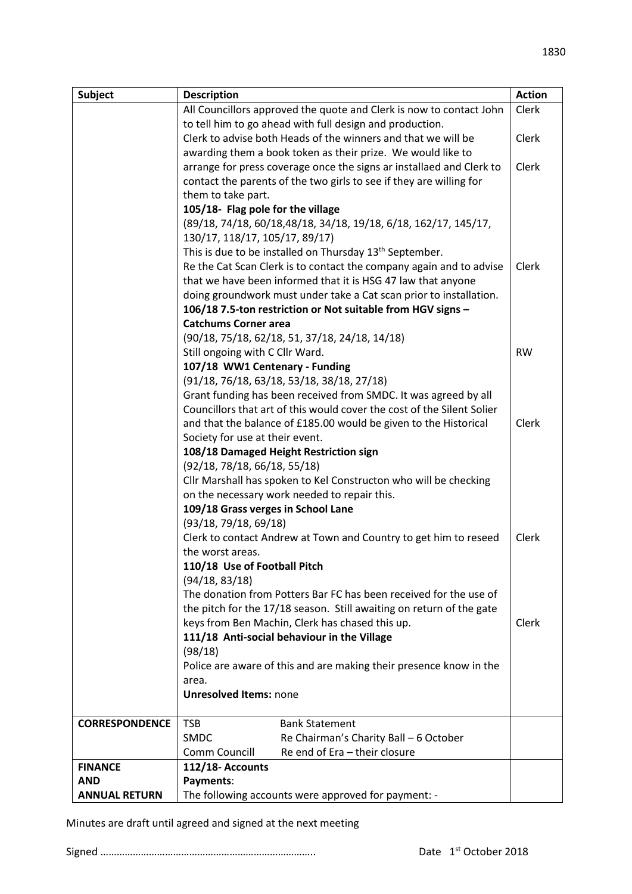| Subject | Description | Action |
|---|---|---|
| | All Councillors approved the quote and Clerk is now to contact John to tell him to go ahead with full design and production. | Clerk |
| | Clerk to advise both Heads of the winners and that we will be awarding them a book token as their prize. We would like to | Clerk |
| | arrange for press coverage once the signs ar installaed and Clerk to contact the parents of the two girls to see if they are willing for them to take part. | Clerk |
| | **105/18- Flag pole for the village** | |
| | (89/18, 74/18, 60/18,48/18, 34/18, 19/18, 6/18, 162/17, 145/17, 130/17, 118/17, 105/17, 89/17) | |
| | This is due to be installed on Thursday 13th September. | |
| | Re the Cat Scan Clerk is to contact the company again and to advise that we have been informed that it is HSG 47 law that anyone doing groundwork must under take a Cat scan prior to installation. | Clerk |
| | **106/18 7.5-ton restriction or Not suitable from HGV signs – Catchums Corner area** | |
| | (90/18, 75/18, 62/18, 51, 37/18, 24/18, 14/18) | |
| | Still ongoing with C Cllr Ward. | RW |
| | **107/18 WW1 Centenary - Funding** | |
| | (91/18, 76/18, 63/18, 53/18, 38/18, 27/18) | |
| | Grant funding has been received from SMDC. It was agreed by all Councillors that art of this would cover the cost of the Silent Solier and that the balance of £185.00 would be given to the Historical Society for use at their event. | Clerk |
| | **108/18 Damaged Height Restriction sign** | |
| | (92/18, 78/18, 66/18, 55/18) | |
| | Cllr Marshall has spoken to Kel Constructon who will be checking on the necessary work needed to repair this. | |
| | **109/18 Grass verges in School Lane** | |
| | (93/18, 79/18, 69/18) | |
| | Clerk to contact Andrew at Town and Country to get him to reseed the worst areas. | Clerk |
| | **110/18 Use of Football Pitch** | |
| | (94/18, 83/18) | |
| | The donation from Potters Bar FC has been received for the use of the pitch for the 17/18 season. Still awaiting on return of the gate keys from Ben Machin, Clerk has chased this up. | Clerk |
| | **111/18 Anti-social behaviour in the Village** | |
| | (98/18) | |
| | Police are aware of this and are making their presence know in the area. | |
| | **Unresolved Items:** none | |
| **CORRESPONDENCE** | TSB — Bank Statement<br>SMDC — Re Chairman's Charity Ball – 6 October<br>Comm Councill — Re end of Era – their closure | |
| **FINANCE AND ANNUAL RETURN** | **112/18- Accounts**<br>**Payments**:<br>The following accounts were approved for payment: - | |

Minutes are draft until agreed and signed at the next meeting

Signed …………………………………………………………………..  Date 1st October 2018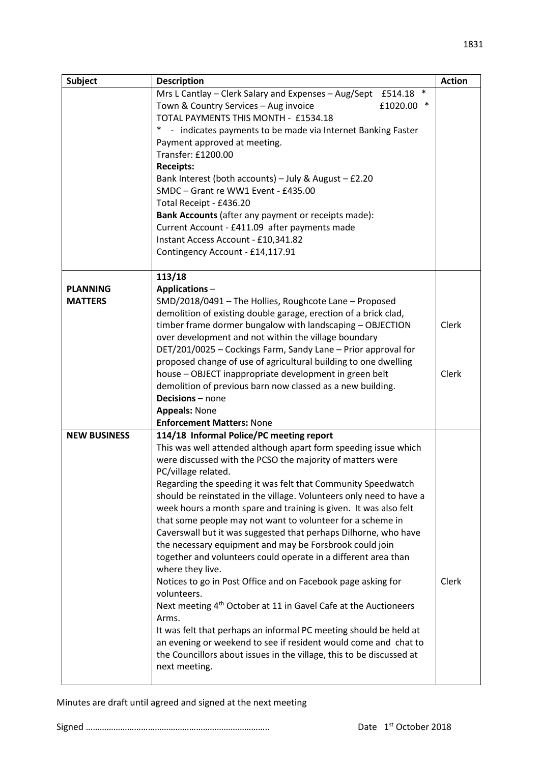| Subject | Description | Action |
|---|---|---|
| | Mrs L Cantlay – Clerk Salary and Expenses – Aug/Sept £514.18 *<br>Town & Country Services – Aug invoice £1020.00 *<br>TOTAL PAYMENTS THIS MONTH - £1534.18<br>* - indicates payments to be made via Internet Banking Faster Payment approved at meeting.<br>Transfer: £1200.00<br>**Receipts:**<br>Bank Interest (both accounts) – July & August – £2.20<br>SMDC – Grant re WW1 Event - £435.00<br>Total Receipt - £436.20<br>**Bank Accounts** (after any payment or receipts made):<br>Current Account - £411.09 after payments made<br>Instant Access Account - £10,341.82<br>Contingency Account - £14,117.91 | |
| **PLANNING MATTERS** | **113/18**<br>**Applications** –<br>SMD/2018/0491 – The Hollies, Roughcote Lane – Proposed demolition of existing double garage, erection of a brick clad, timber frame dormer bungalow with landscaping – OBJECTION over development and not within the village boundary<br>DET/201/0025 – Cockings Farm, Sandy Lane – Prior approval for proposed change of use of agricultural building to one dwelling house – OBJECT inappropriate development in green belt demolition of previous barn now classed as a new building.<br>**Decisions** – none<br>**Appeals:** None<br>**Enforcement Matters:** None | Clerk<br><br>Clerk |
| **NEW BUSINESS** | **114/18 Informal Police/PC meeting report**<br>This was well attended although apart form speeding issue which were discussed with the PCSO the majority of matters were PC/village related.<br>Regarding the speeding it was felt that Community Speedwatch should be reinstated in the village. Volunteers only need to have a week hours a month spare and training is given. It was also felt that some people may not want to volunteer for a scheme in Caverswall but it was suggested that perhaps Dilhorne, who have the necessary equipment and may be Forsbrook could join together and volunteers could operate in a different area than where they live.<br>Notices to go in Post Office and on Facebook page asking for volunteers.<br>Next meeting 4th October at 11 in Gavel Cafe at the Auctioneers Arms.<br>It was felt that perhaps an informal PC meeting should be held at an evening or weekend to see if resident would come and chat to the Councillors about issues in the village, this to be discussed at next meeting. | Clerk |

Minutes are draft until agreed and signed at the next meeting

Signed …………………………………………………………………….. Date 1st October 2018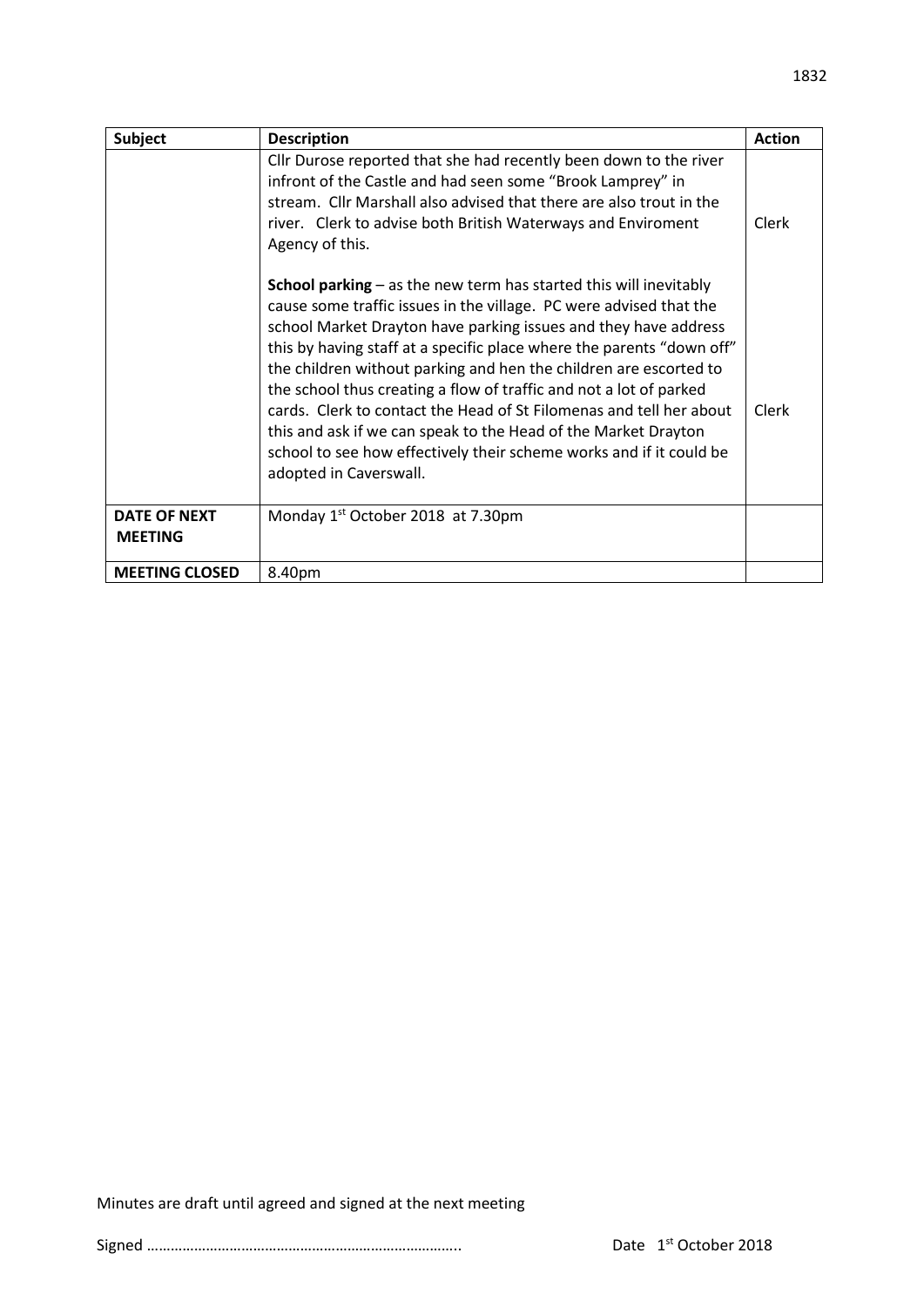| Subject | Description | Action |
|---|---|---|
| | Cllr Durose reported that she had recently been down to the river infront of the Castle and had seen some "Brook Lamprey" in stream. Cllr Marshall also advised that there are also trout in the river. Clerk to advise both British Waterways and Enviroment Agency of this.<br><br>**School parking** – as the new term has started this will inevitably cause some traffic issues in the village. PC were advised that the school Market Drayton have parking issues and they have address this by having staff at a specific place where the parents "down off" the children without parking and hen the children are escorted to the school thus creating a flow of traffic and not a lot of parked cards. Clerk to contact the Head of St Filomenas and tell her about this and ask if we can speak to the Head of the Market Drayton school to see how effectively their scheme works and if it could be adopted in Caverswall. | Clerk<br><br>Clerk |
| **DATE OF NEXT MEETING** | Monday 1st October 2018 at 7.30pm | |
| **MEETING CLOSED** | 8.40pm | |

Minutes are draft until agreed and signed at the next meeting

Signed …………………………………………………………………….. Date 1st October 2018